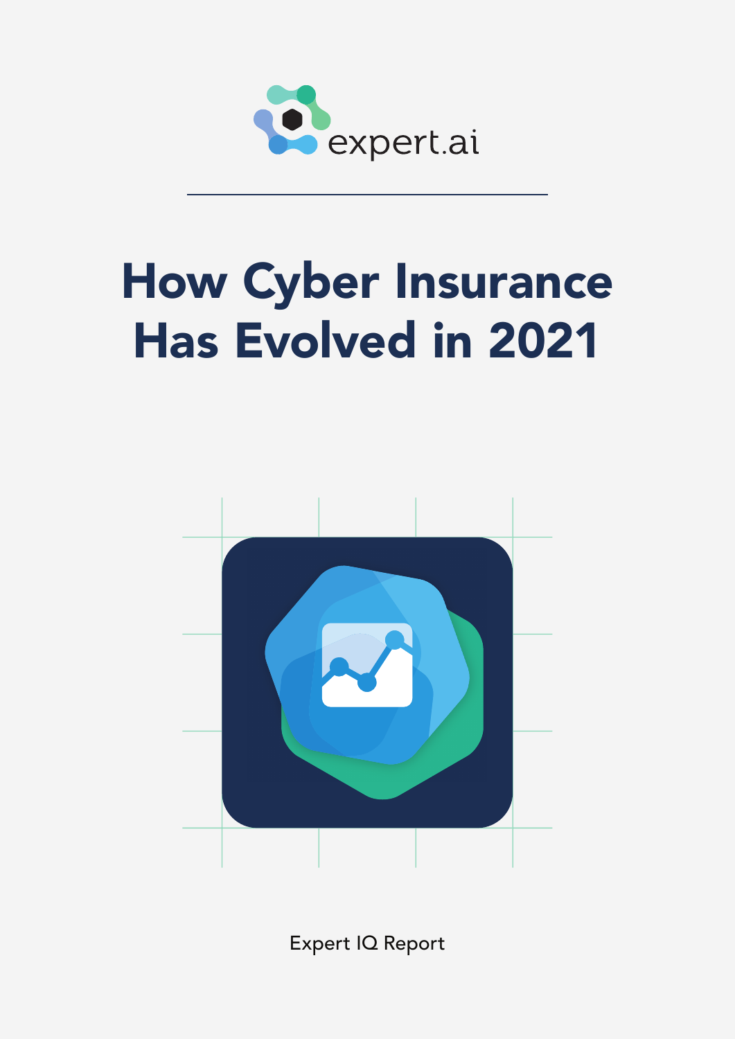expert.ai

# How Cyber Insurance Has Evolved in 2021

Expert IQ Report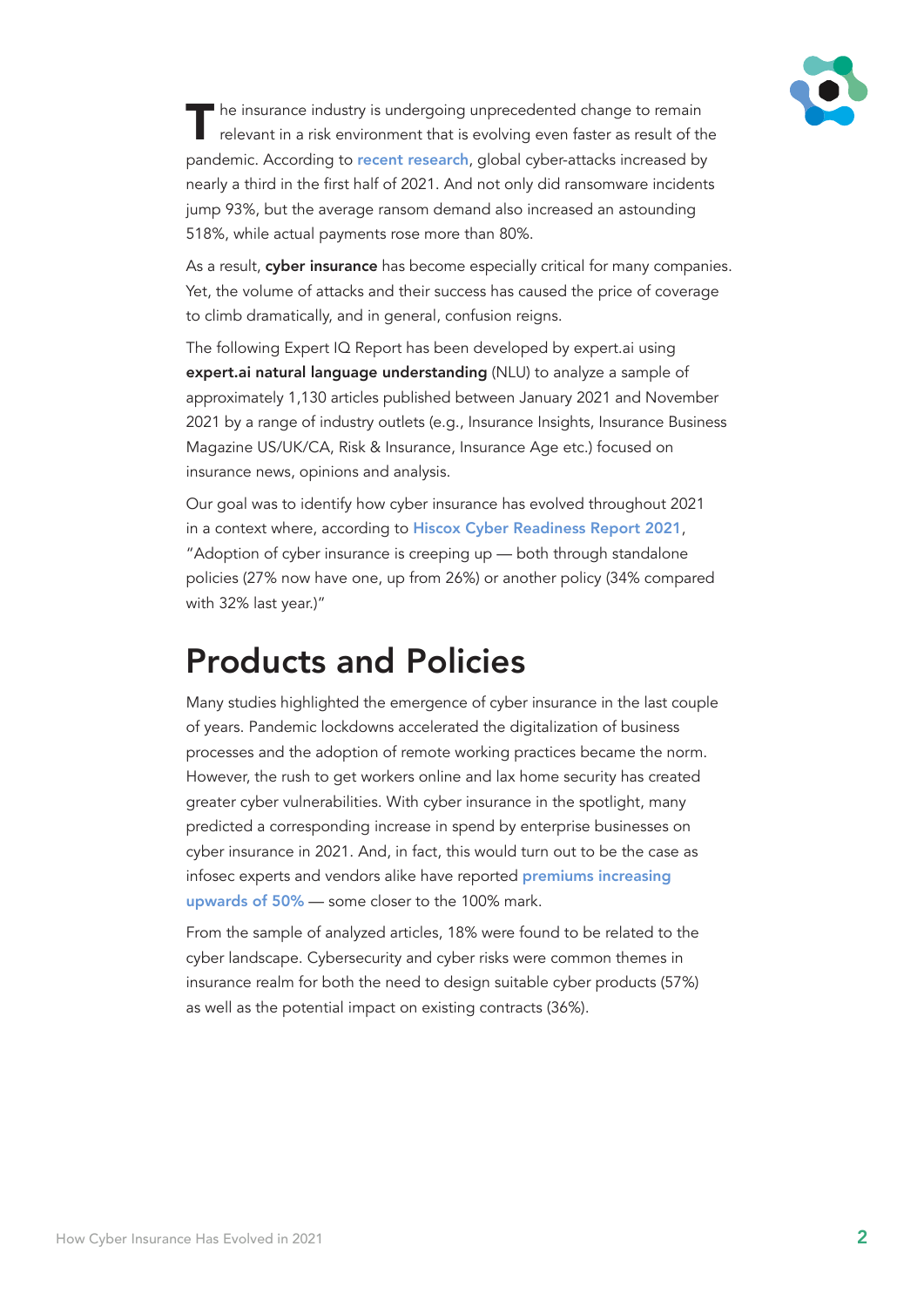The insurance industry is undergoing unprecedented change to remain relevant in a risk environment that is evolving even faster as result of the pandemic. According to recent research, global cyber-attacks increased by nearly a third in the first half of 2021. And not only did ransomware incidents jump 93%, but the average ransom demand also increased an astounding 518%, while actual payments rose more than 80%.

As a result, **cyber insurance** has become especially critical for many companies. Yet, the volume of attacks and their success has caused the price of coverage to climb dramatically, and in general, confusion reigns.

The following Expert IQ Report has been developed by expert.ai using **expert.ai natural language understanding** (NLU) to analyze a sample of approximately 1,130 articles published between January 2021 and November 2021 by a range of industry outlets (e.g., Insurance Insights, Insurance Business Magazine US/UK/CA, Risk & Insurance, Insurance Age etc.) focused on insurance news, opinions and analysis.

Our goal was to identify how cyber insurance has evolved throughout 2021 in a context where, according to Hiscox Cyber Readiness Report 2021, "Adoption of cyber insurance is creeping up — both through standalone policies (27% now have one, up from 26%) or another policy (34% compared with 32% last year.)"

## Products and Policies

Many studies highlighted the emergence of cyber insurance in the last couple of years. Pandemic lockdowns accelerated the digitalization of business processes and the adoption of remote working practices became the norm. However, the rush to get workers online and lax home security has created greater cyber vulnerabilities. With cyber insurance in the spotlight, many predicted a corresponding increase in spend by enterprise businesses on cyber insurance in 2021. And, in fact, this would turn out to be the case as infosec experts and vendors alike have reported premiums increasing upwards of 50% — some closer to the 100% mark.

From the sample of analyzed articles, 18% were found to be related to the cyber landscape. Cybersecurity and cyber risks were common themes in insurance realm for both the need to design suitable cyber products (57%) as well as the potential impact on existing contracts (36%).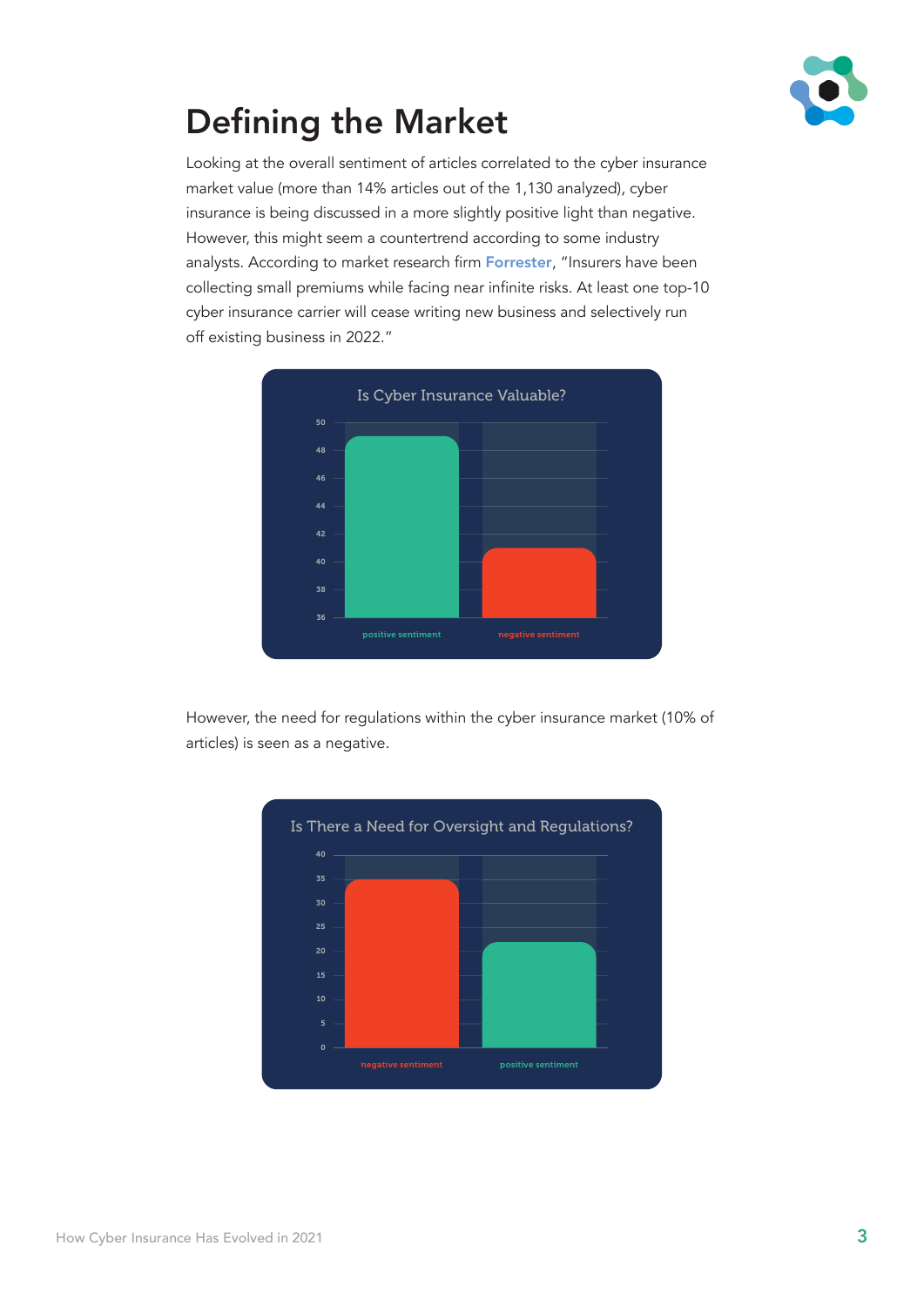# Defining the Market

Looking at the overall sentiment of articles correlated to the cyber insurance market value (more than 14% articles out of the 1,130 analyzed), cyber insurance is being discussed in a more slightly positive light than negative. However, this might seem a countertrend according to some industry analysts. According to market research firm Forrester, "Insurers have been collecting small premiums while facing near infinite risks. At least one top-10 cyber insurance carrier will cease writing new business and selectively run off existing business in 2022."

Is Cyber Insurance Valuable?

However, the need for regulations within the cyber insurance market (10% of articles) is seen as a negative.

Is There a Need for Oversight and Regulations?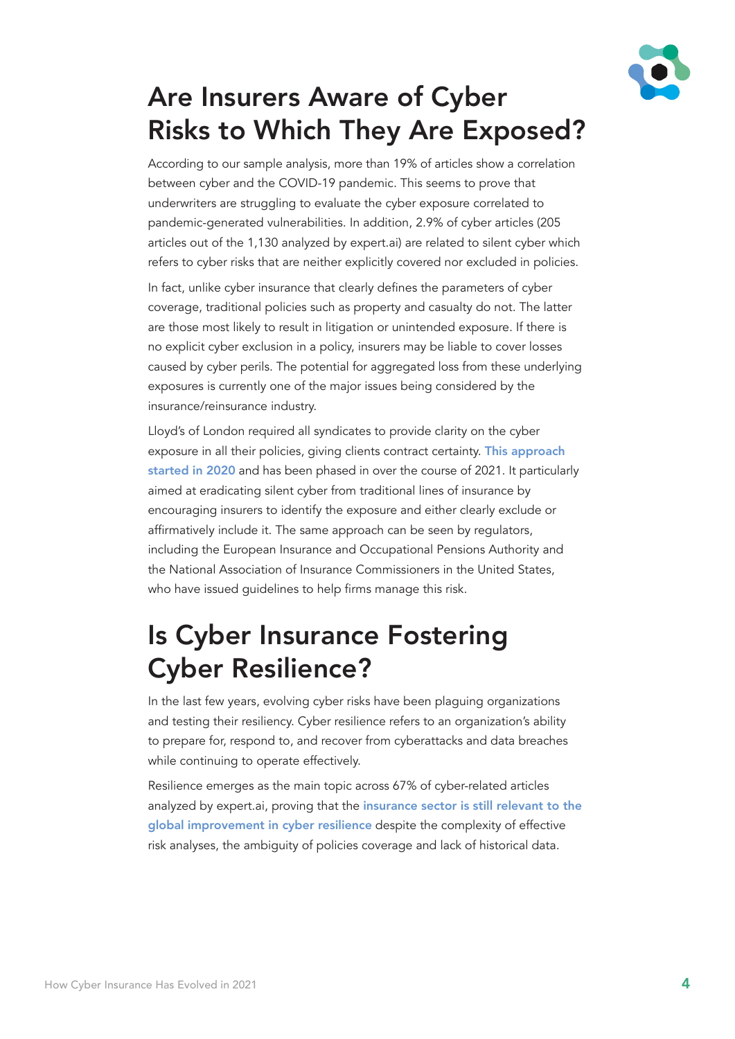# Are Insurers Aware of Cyber Risks to Which They Are Exposed?

According to our sample analysis, more than 19% of articles show a correlation between cyber and the COVID-19 pandemic. This seems to prove that underwriters are struggling to evaluate the cyber exposure correlated to pandemic-generated vulnerabilities. In addition, 2.9% of cyber articles (205 articles out of the 1,130 analyzed by expert.ai) are related to silent cyber which refers to cyber risks that are neither explicitly covered nor excluded in policies.

In fact, unlike cyber insurance that clearly defines the parameters of cyber coverage, traditional policies such as property and casualty do not. The latter are those most likely to result in litigation or unintended exposure. If there is no explicit cyber exclusion in a policy, insurers may be liable to cover losses caused by cyber perils. The potential for aggregated loss from these underlying exposures is currently one of the major issues being considered by the insurance/reinsurance industry.

Lloyd's of London required all syndicates to provide clarity on the cyber exposure in all their policies, giving clients contract certainty. **This approach started in 2020** and has been phased in over the course of 2021. It particularly aimed at eradicating silent cyber from traditional lines of insurance by encouraging insurers to identify the exposure and either clearly exclude or affirmatively include it. The same approach can be seen by regulators, including the European Insurance and Occupational Pensions Authority and the National Association of Insurance Commissioners in the United States, who have issued guidelines to help firms manage this risk.

# Is Cyber Insurance Fostering Cyber Resilience?

In the last few years, evolving cyber risks have been plaguing organizations and testing their resiliency. Cyber resilience refers to an organization's ability to prepare for, respond to, and recover from cyberattacks and data breaches while continuing to operate effectively.

Resilience emerges as the main topic across 67% of cyber-related articles analyzed by expert.ai, proving that the **insurance sector is still relevant to the global improvement in cyber resilience** despite the complexity of effective risk analyses, the ambiguity of policies coverage and lack of historical data.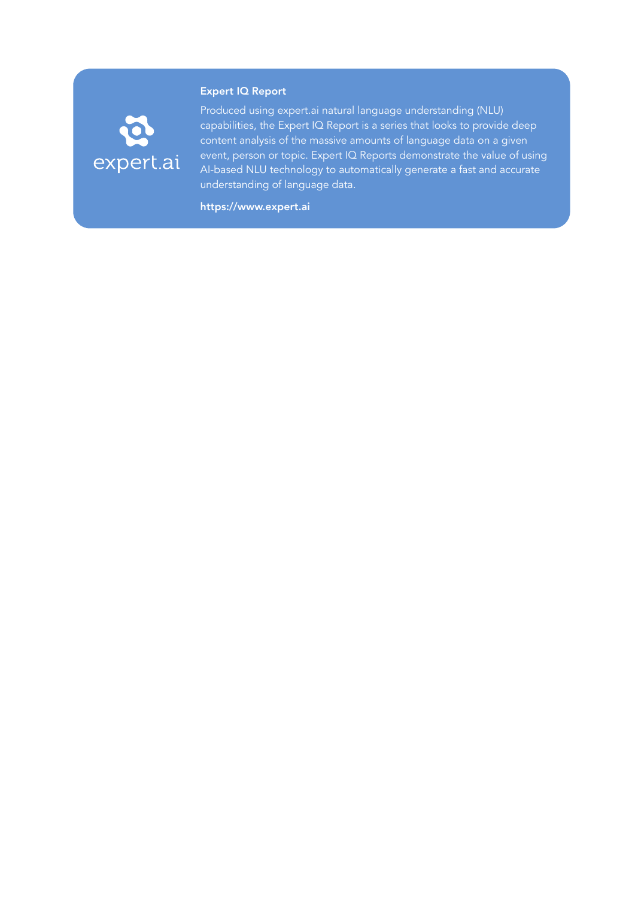expert.ai

**Expert IQ Report**

Produced using expert.ai natural language understanding (NLU) capabilities, the Expert IQ Report is a series that looks to provide deep content analysis of the massive amounts of language data on a given event, person or topic. Expert IQ Reports demonstrate the value of using AI-based NLU technology to automatically generate a fast and accurate understanding of language data.

**https://www.expert.ai**